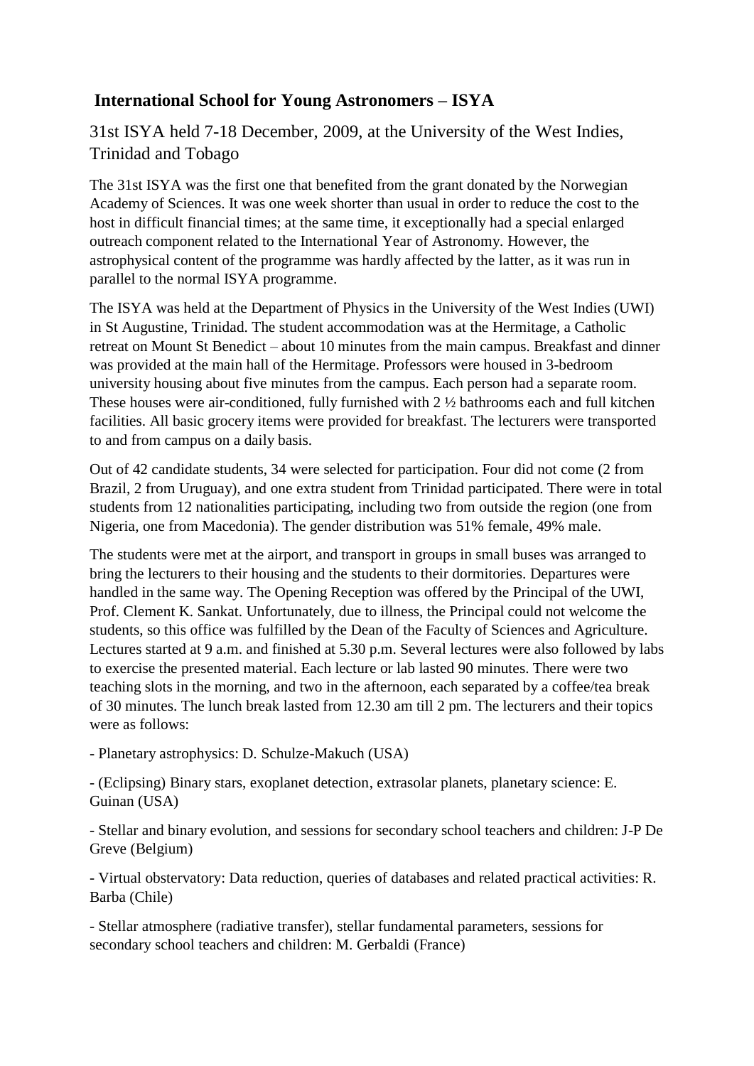# International School for Young Astronomers – ISYA

## 31st ISYA held 7-18 December, 2009, at the University of the West Indies, Trinidad and Tobago

The 31st ISYA was the first one that benefited from the grant donated by the Norwegian Academy of Sciences. It was one week shorter than usual in order to reduce the cost to the host in difficult financial times; at the same time, it exceptionally had a special enlarged outreach component related to the International Year of Astronomy. However, the astrophysical content of the programme was hardly affected by the latter, as it was run in parallel to the normal ISYA programme.

The ISYA was held at the Department of Physics in the University of the West Indies (UWI) in St Augustine, Trinidad. The student accommodation was at the Hermitage, a Catholic retreat on Mount St Benedict – about 10 minutes from the main campus. Breakfast and dinner was provided at the main hall of the Hermitage. Professors were housed in 3-bedroom university housing about five minutes from the campus. Each person had a separate room. These houses were air-conditioned, fully furnished with 2 ½ bathrooms each and full kitchen facilities. All basic grocery items were provided for breakfast. The lecturers were transported to and from campus on a daily basis.

Out of 42 candidate students, 34 were selected for participation. Four did not come (2 from Brazil, 2 from Uruguay), and one extra student from Trinidad participated. There were in total students from 12 nationalities participating, including two from outside the region (one from Nigeria, one from Macedonia). The gender distribution was 51% female, 49% male.

The students were met at the airport, and transport in groups in small buses was arranged to bring the lecturers to their housing and the students to their dormitories. Departures were handled in the same way. The Opening Reception was offered by the Principal of the UWI, Prof. Clement K. Sankat. Unfortunately, due to illness, the Principal could not welcome the students, so this office was fulfilled by the Dean of the Faculty of Sciences and Agriculture. Lectures started at 9 a.m. and finished at 5.30 p.m. Several lectures were also followed by labs to exercise the presented material. Each lecture or lab lasted 90 minutes. There were two teaching slots in the morning, and two in the afternoon, each separated by a coffee/tea break of 30 minutes. The lunch break lasted from 12.30 am till 2 pm. The lecturers and their topics were as follows:

- Planetary astrophysics: D. Schulze-Makuch (USA)

- (Eclipsing) Binary stars, exoplanet detection, extrasolar planets, planetary science: E. Guinan (USA)

- Stellar and binary evolution, and sessions for secondary school teachers and children: J-P De Greve (Belgium)

- Virtual obstervatory: Data reduction, queries of databases and related practical activities: R. Barba (Chile)

- Stellar atmosphere (radiative transfer), stellar fundamental parameters, sessions for secondary school teachers and children: M. Gerbaldi (France)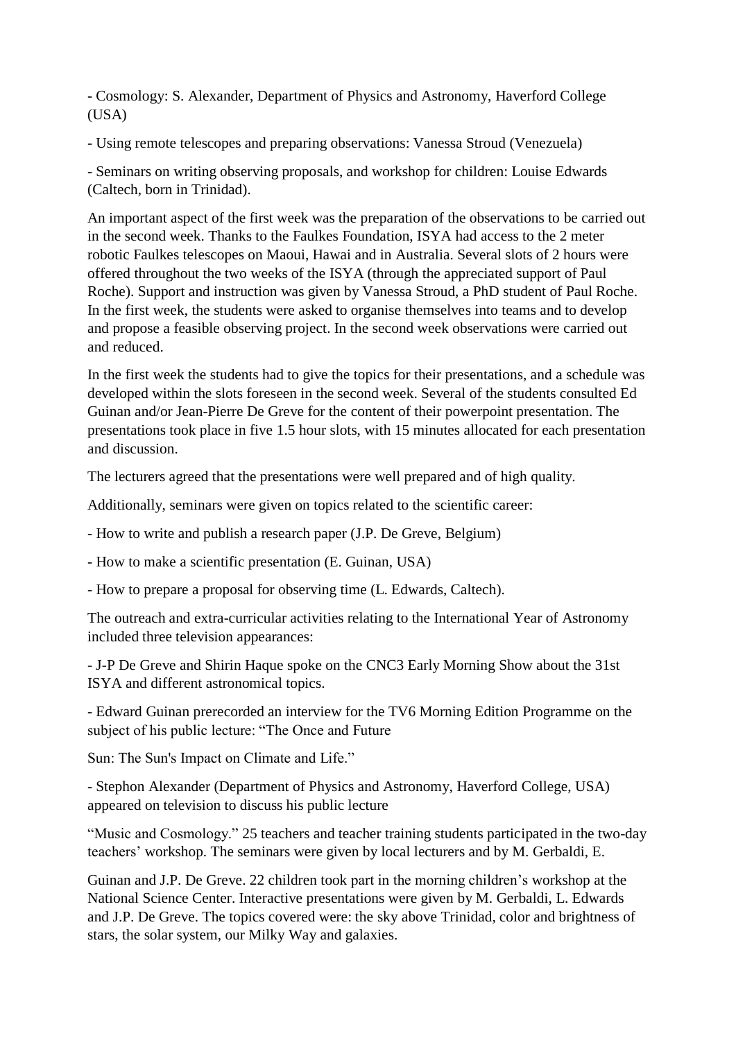- Cosmology: S. Alexander, Department of Physics and Astronomy, Haverford College (USA)

- Using remote telescopes and preparing observations: Vanessa Stroud (Venezuela)

- Seminars on writing observing proposals, and workshop for children: Louise Edwards (Caltech, born in Trinidad).

An important aspect of the first week was the preparation of the observations to be carried out in the second week. Thanks to the Faulkes Foundation, ISYA had access to the 2 meter robotic Faulkes telescopes on Maoui, Hawai and in Australia. Several slots of 2 hours were offered throughout the two weeks of the ISYA (through the appreciated support of Paul Roche). Support and instruction was given by Vanessa Stroud, a PhD student of Paul Roche. In the first week, the students were asked to organise themselves into teams and to develop and propose a feasible observing project. In the second week observations were carried out and reduced.

In the first week the students had to give the topics for their presentations, and a schedule was developed within the slots foreseen in the second week. Several of the students consulted Ed Guinan and/or Jean-Pierre De Greve for the content of their powerpoint presentation. The presentations took place in five 1.5 hour slots, with 15 minutes allocated for each presentation and discussion.

The lecturers agreed that the presentations were well prepared and of high quality.

Additionally, seminars were given on topics related to the scientific career:

- How to write and publish a research paper (J.P. De Greve, Belgium)

- How to make a scientific presentation (E. Guinan, USA)

- How to prepare a proposal for observing time (L. Edwards, Caltech).

The outreach and extra-curricular activities relating to the International Year of Astronomy included three television appearances:

- J-P De Greve and Shirin Haque spoke on the CNC3 Early Morning Show about the 31st ISYA and different astronomical topics.

- Edward Guinan prerecorded an interview for the TV6 Morning Edition Programme on the subject of his public lecture: "The Once and Future Sun: The Sun's Impact on Climate and Life."

- Stephon Alexander (Department of Physics and Astronomy, Haverford College, USA) appeared on television to discuss his public lecture "Music and Cosmology."

25 teachers and teacher training students participated in the two-day teachers' workshop. The seminars were given by local lecturers and by M. Gerbaldi, E. Guinan and J.P. De Greve. 22 children took part in the morning children's workshop at the National Science Center. Interactive presentations were given by M. Gerbaldi, L. Edwards and J.P. De Greve. The topics covered were: the sky above Trinidad, color and brightness of stars, the solar system, our Milky Way and galaxies.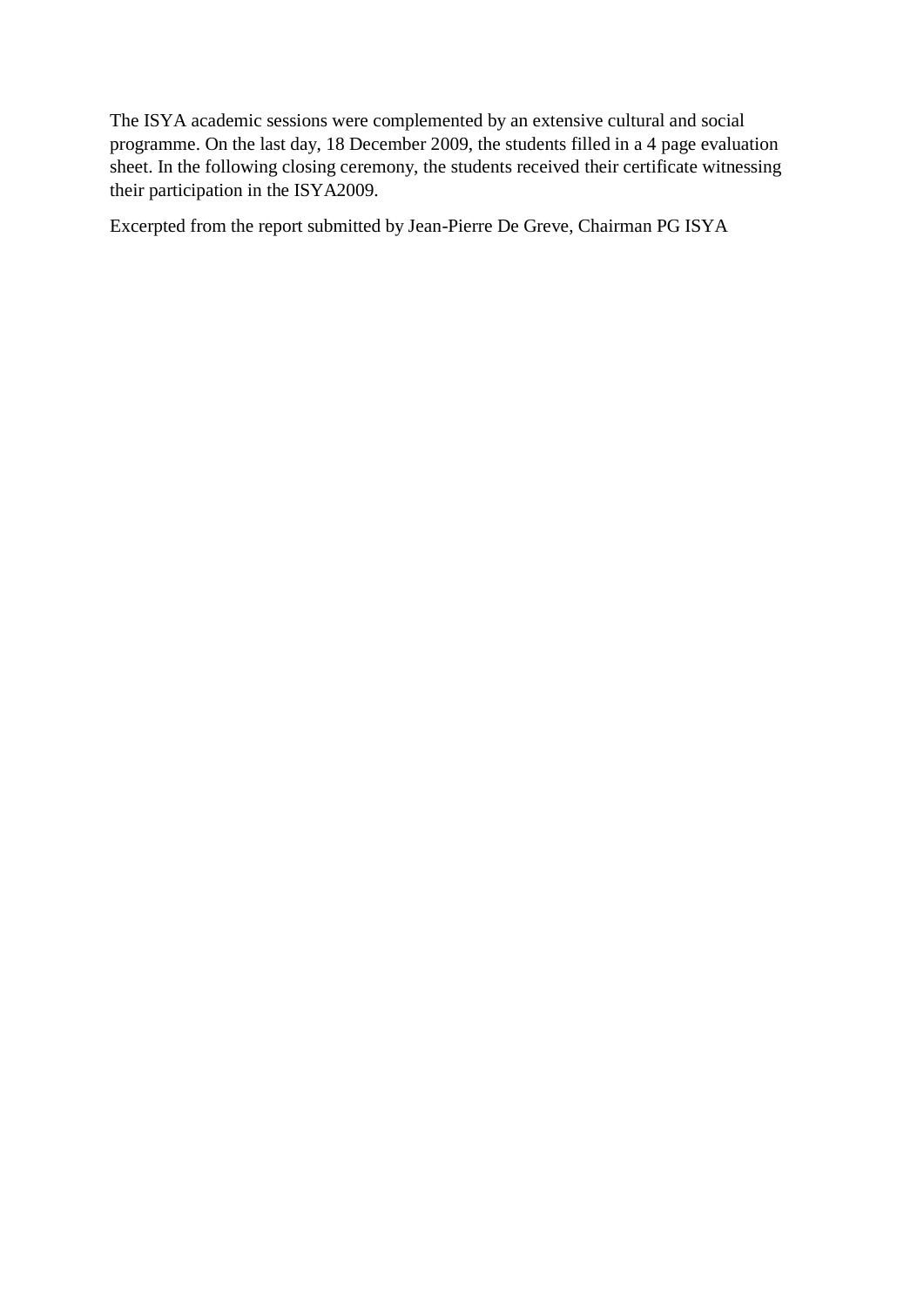The ISYA academic sessions were complemented by an extensive cultural and social programme. On the last day, 18 December 2009, the students filled in a 4 page evaluation sheet. In the following closing ceremony, the students received their certificate witnessing their participation in the ISYA2009.

Excerpted from the report submitted by Jean-Pierre De Greve, Chairman PG ISYA